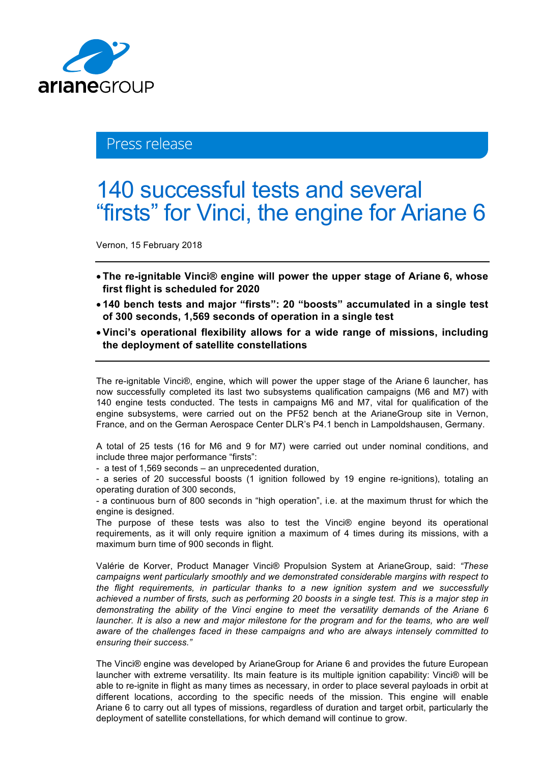Press release

# 140 successful tests and several "firsts" for Vinci, the engine for Ariane 6

Vernon, 15 February 2018

- **The re-ignitable Vinci® engine will power the upper stage of Ariane 6, whose first flight is scheduled for 2020**
- **140 bench tests and major "firsts": 20 "boosts" accumulated in a single test of 300 seconds, 1,569 seconds of operation in a single test**
- **Vinci's operational flexibility allows for a wide range of missions, including the deployment of satellite constellations**

The re-ignitable Vinci®, engine, which will power the upper stage of the Ariane 6 launcher, has now successfully completed its last two subsystems qualification campaigns (M6 and M7) with 140 engine tests conducted. The tests in campaigns M6 and M7, vital for qualification of the engine subsystems, were carried out on the PF52 bench at the ArianeGroup site in Vernon, France, and on the German Aerospace Center DLR's P4.1 bench in Lampoldshausen, Germany.

A total of 25 tests (16 for M6 and 9 for M7) were carried out under nominal conditions, and include three major performance "firsts":
- a test of 1,569 seconds – an unprecedented duration,
- a series of 20 successful boosts (1 ignition followed by 19 engine re-ignitions), totaling an operating duration of 300 seconds,
- a continuous burn of 800 seconds in "high operation", i.e. at the maximum thrust for which the engine is designed.

The purpose of these tests was also to test the Vinci® engine beyond its operational requirements, as it will only require ignition a maximum of 4 times during its missions, with a maximum burn time of 900 seconds in flight.

Valérie de Korver, Product Manager Vinci® Propulsion System at ArianeGroup, said: *"These campaigns went particularly smoothly and we demonstrated considerable margins with respect to the flight requirements, in particular thanks to a new ignition system and we successfully achieved a number of firsts, such as performing 20 boosts in a single test. This is a major step in demonstrating the ability of the Vinci engine to meet the versatility demands of the Ariane 6 launcher. It is also a new and major milestone for the program and for the teams, who are well aware of the challenges faced in these campaigns and who are always intensely committed to ensuring their success."*

The Vinci® engine was developed by ArianeGroup for Ariane 6 and provides the future European launcher with extreme versatility. Its main feature is its multiple ignition capability: Vinci® will be able to re-ignite in flight as many times as necessary, in order to place several payloads in orbit at different locations, according to the specific needs of the mission. This engine will enable Ariane 6 to carry out all types of missions, regardless of duration and target orbit, particularly the deployment of satellite constellations, for which demand will continue to grow.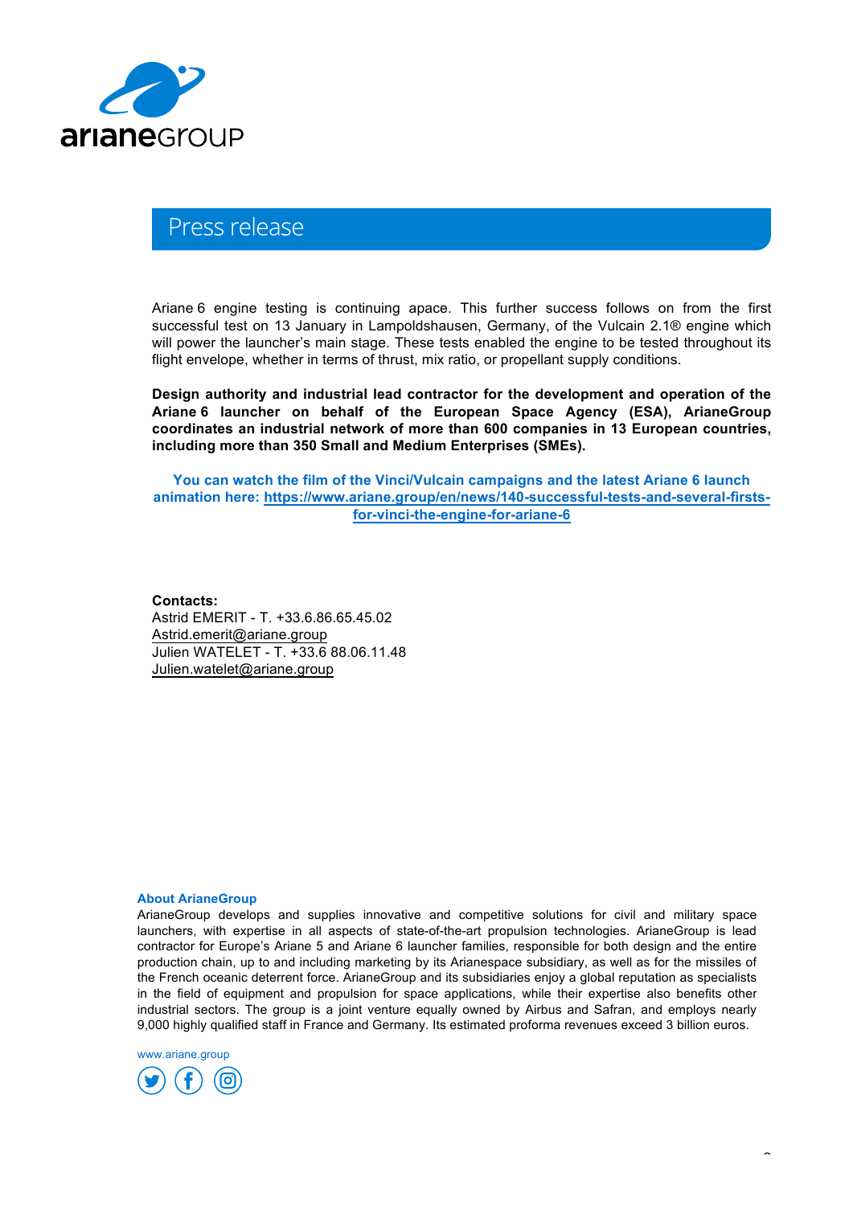# Press release

Ariane 6 engine testing is continuing apace. This further success follows on from the first successful test on 13 January in Lampoldshausen, Germany, of the Vulcain 2.1® engine which will power the launcher's main stage. These tests enabled the engine to be tested throughout its flight envelope, whether in terms of thrust, mix ratio, or propellant supply conditions.

**Design authority and industrial lead contractor for the development and operation of the Ariane 6 launcher on behalf of the European Space Agency (ESA), ArianeGroup coordinates an industrial network of more than 600 companies in 13 European countries, including more than 350 Small and Medium Enterprises (SMEs).**

**You can watch the film of the Vinci/Vulcain campaigns and the latest Ariane 6 launch animation here: https://www.ariane.group/en/news/140-successful-tests-and-several-firsts-for-vinci-the-engine-for-ariane-6**

**Contacts:**
Astrid EMERIT - T. +33.6.86.65.45.02
Astrid.emerit@ariane.group
Julien WATELET - T. +33.6 88.06.11.48
Julien.watelet@ariane.group

**About ArianeGroup**

ArianeGroup develops and supplies innovative and competitive solutions for civil and military space launchers, with expertise in all aspects of state-of-the-art propulsion technologies. ArianeGroup is lead contractor for Europe's Ariane 5 and Ariane 6 launcher families, responsible for both design and the entire production chain, up to and including marketing by its Arianespace subsidiary, as well as for the missiles of the French oceanic deterrent force. ArianeGroup and its subsidiaries enjoy a global reputation as specialists in the field of equipment and propulsion for space applications, while their expertise also benefits other industrial sectors. The group is a joint venture equally owned by Airbus and Safran, and employs nearly 9,000 highly qualified staff in France and Germany. Its estimated proforma revenues exceed 3 billion euros.

www.ariane.group